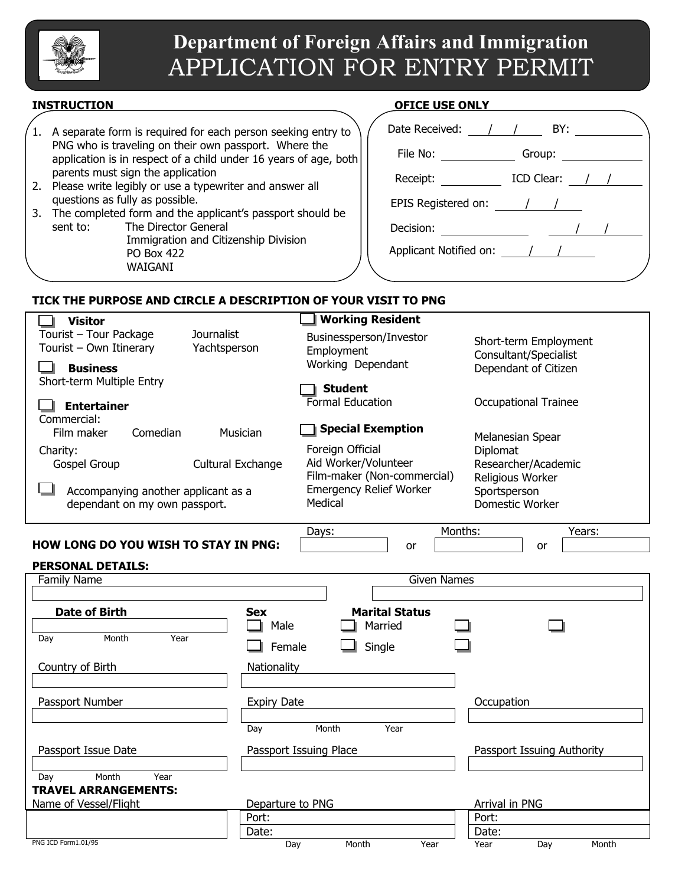# Department of Foreign Affairs and Immigration
# APPLICATION FOR ENTRY PERMIT

**INSTRUCTION**

1. A separate form is required for each person seeking entry to PNG who is traveling on their own passport. Where the application is in respect of a child under 16 years of age, both parents must sign the application
2. Please write legibly or use a typewriter and answer all questions as fully as possible.
3. The completed form and the applicant's passport should be sent to: The Director General
   Immigration and Citizenship Division
   PO Box 422
   WAIGANI

**OFICE USE ONLY**

Date Received: / / BY:

File No: Group:

Receipt: ICD Clear: / /

EPIS Registered on: / /

Decision: / /

Applicant Notified on: / /

**TICK THE PURPOSE AND CIRCLE A DESCRIPTION OF YOUR VISIT TO PNG**

☐ **Visitor**
Tourist – Tour Package, Journalist
Tourist – Own Itinerary, Yachtsperson

☐ **Business**
Short-term Multiple Entry

☐ **Entertainer**
Commercial:
Film maker, Comedian, Musician
Charity:
Gospel Group, Cultural Exchange

☐ Accompanying another applicant as a dependant on my own passport.

☐ **Working Resident**
Businessperson/Investor, Short-term Employment
Employment, Consultant/Specialist
Working Dependant, Dependant of Citizen

☐ **Student**
Formal Education, Occupational Trainee

☐ **Special Exemption**
Foreign Official, Melanesian Spear
Aid Worker/Volunteer, Diplomat
Film-maker (Non-commercial), Researcher/Academic
Emergency Relief Worker, Religious Worker
Medical, Sportsperson
Domestic Worker

**HOW LONG DO YOU WISH TO STAY IN PNG:** Days: ____ or Months: ____ or Years: ____

**PERSONAL DETAILS:**

Family Name: ____ Given Names: ____

**Date of Birth**: ____ (Day Month Year)

**Sex**: ☐ Male ☐ Female

**Marital Status**: ☐ Married ☐ Single ☐ ☐ ☐

Country of Birth: ____ Nationality: ____

Passport Number: ____ Expiry Date: ____ (Day Month Year) Occupation: ____

Passport Issue Date: ____ (Day Month Year) Passport Issuing Place: ____ Passport Issuing Authority: ____

**TRAVEL ARRANGEMENTS:**

Name of Vessel/Flight: ____

Departure to PNG
Port:
Date: (Day Month Year)

Arrival in PNG
Port:
Date: (Day Month Year)

PNG ICD Form1.01/95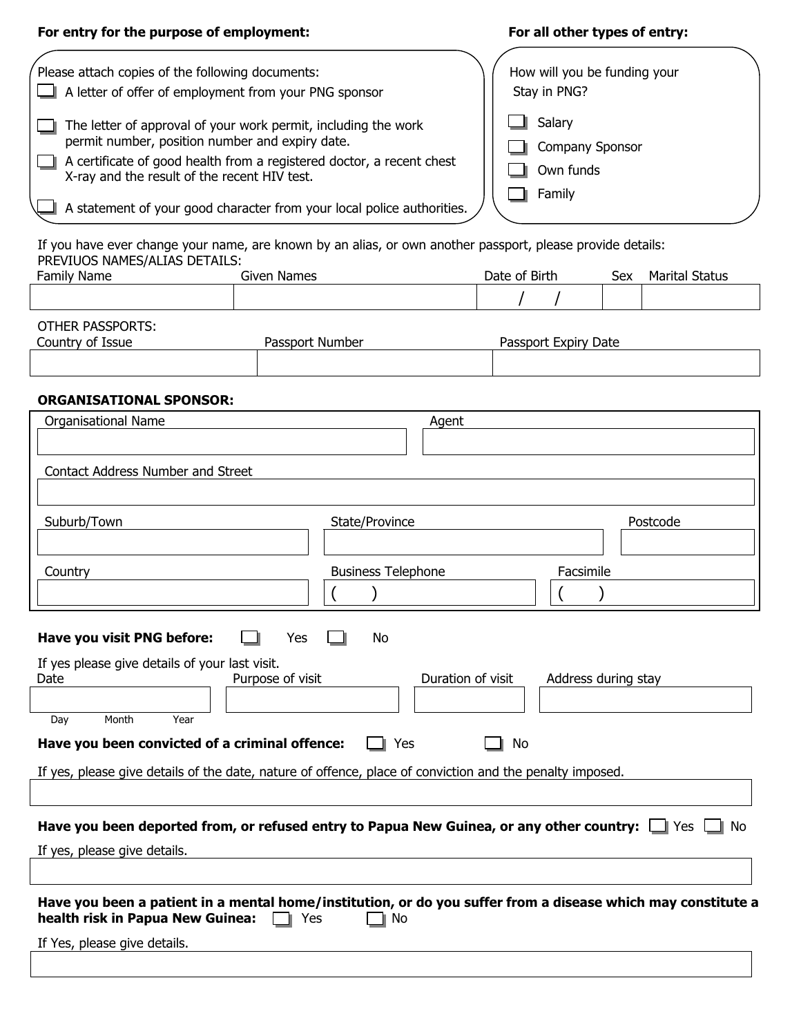**For entry for the purpose of employment:**

Please attach copies of the following documents:

- ☐ A letter of offer of employment from your PNG sponsor
- ☐ The letter of approval of your work permit, including the work permit number, position number and expiry date.
- ☐ A certificate of good health from a registered doctor, a recent chest X-ray and the result of the recent HIV test.
- ☐ A statement of your good character from your local police authorities.

**For all other types of entry:**

How will you be funding your Stay in PNG?

- ☐ Salary
- ☐ Company Sponsor
- ☐ Own funds
- ☐ Family

If you have ever change your name, are known by an alias, or own another passport, please provide details:

PREVIUOS NAMES/ALIAS DETAILS:

| Family Name | Given Names | Date of Birth | Sex | Marital Status |
|---|---|---|---|---|
| | | / / | | |

OTHER PASSPORTS:

| Country of Issue | Passport Number | Passport Expiry Date |
|---|---|---|
| | | |

**ORGANISATIONAL SPONSOR:**

| Organisational Name | Agent |
|---|---|
| | |

| Contact Address Number and Street |
|---|
| |

| Suburb/Town | State/Province | Postcode |
|---|---|---|
| | | |

| Country | Business Telephone | Facsimile |
|---|---|---|
| | ( ) | ( ) |

**Have you visit PNG before:** ☐ Yes ☐ No

If yes please give details of your last visit.

| Date (Day Month Year) | Purpose of visit | Duration of visit | Address during stay |
|---|---|---|---|
| | | | |

**Have you been convicted of a criminal offence:** ☐ Yes ☐ No

If yes, please give details of the date, nature of offence, place of conviction and the penalty imposed.

**Have you been deported from, or refused entry to Papua New Guinea, or any other country:** ☐ Yes ☐ No

If yes, please give details.

**Have you been a patient in a mental home/institution, or do you suffer from a disease which may constitute a health risk in Papua New Guinea:** ☐ Yes ☐ No

If Yes, please give details.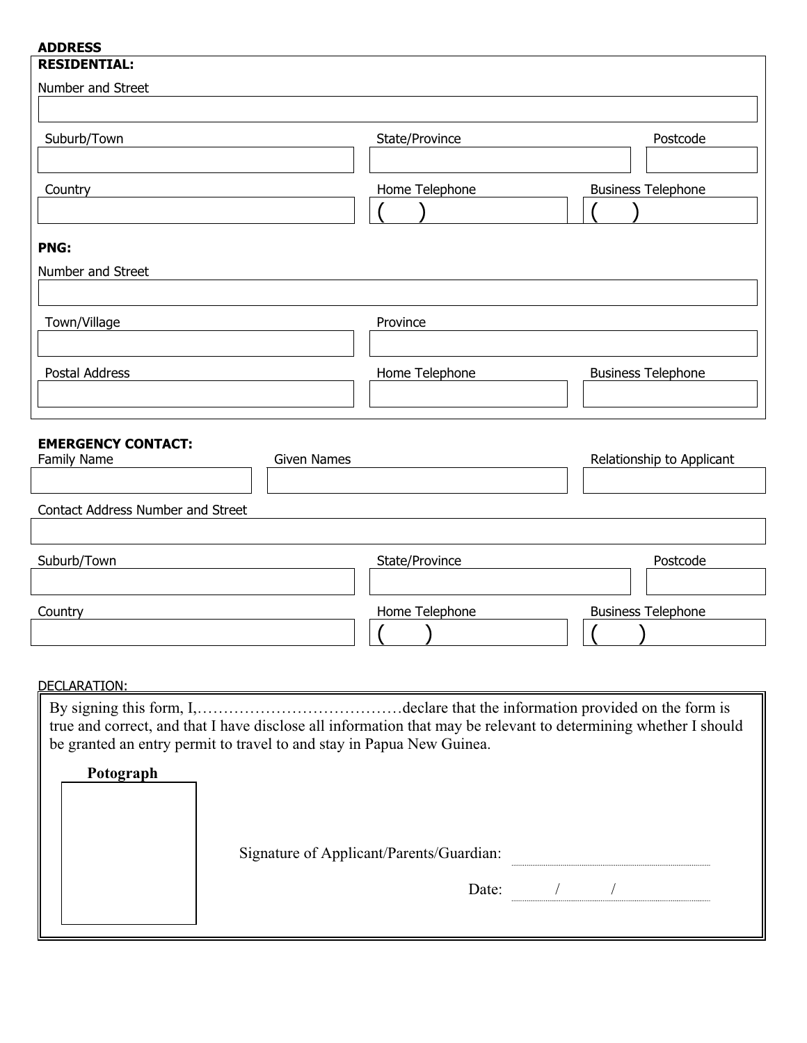**ADDRESS**

**RESIDENTIAL:**

Number and Street

| Suburb/Town | State/Province | Postcode |
|---|---|---|
| | | |

| Country | Home Telephone | Business Telephone |
|---|---|---|
| | ( ) | ( ) |

**PNG:**

Number and Street

| Town/Village | Province |
|---|---|
| | |

| Postal Address | Home Telephone | Business Telephone |
|---|---|---|
| | | |

**EMERGENCY CONTACT:**

| Family Name | Given Names | Relationship to Applicant |
|---|---|---|
| | | |

Contact Address Number and Street

| Suburb/Town | State/Province | Postcode |
|---|---|---|
| | | |

| Country | Home Telephone | Business Telephone |
|---|---|---|
| | ( ) | ( ) |

DECLARATION:

By signing this form, I,…………………………………declare that the information provided on the form is true and correct, and that I have disclose all information that may be relevant to determining whether I should be granted an entry permit to travel to and stay in Papua New Guinea.

**Potograph**

Signature of Applicant/Parents/Guardian: ............................................

Date: / /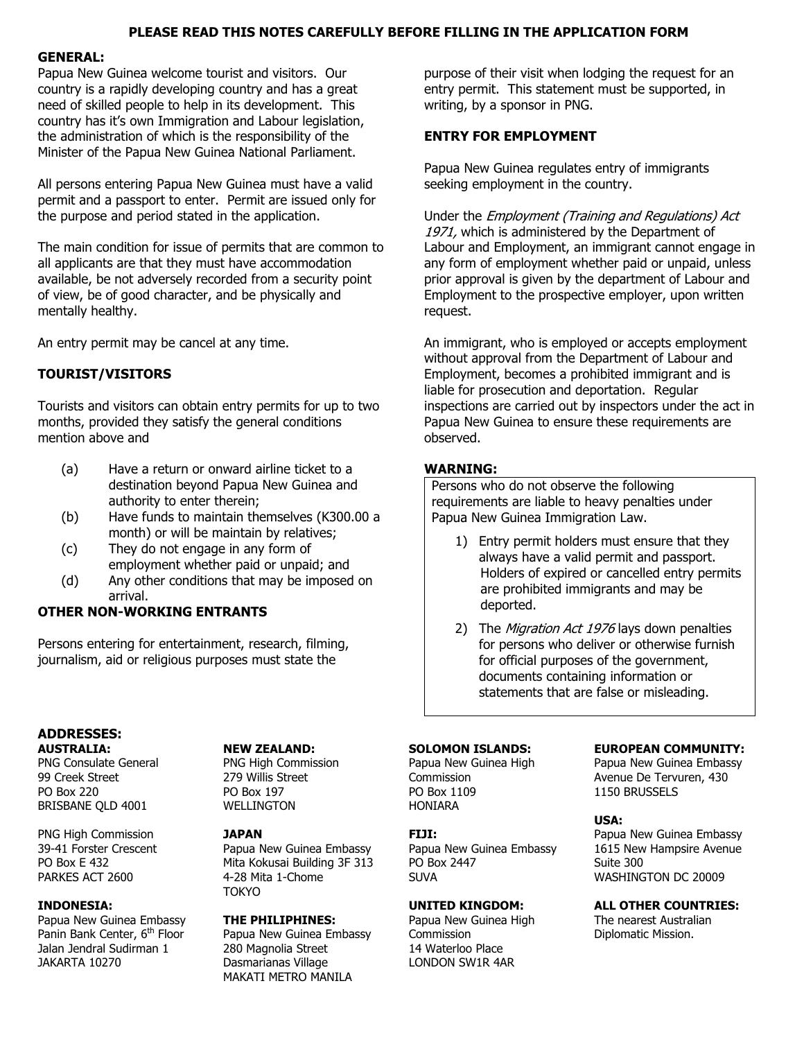**PLEASE READ THIS NOTES CAREFULLY BEFORE FILLING IN THE APPLICATION FORM**

## GENERAL:

Papua New Guinea welcome tourist and visitors. Our country is a rapidly developing country and has a great need of skilled people to help in its development. This country has it's own Immigration and Labour legislation, the administration of which is the responsibility of the Minister of the Papua New Guinea National Parliament.

All persons entering Papua New Guinea must have a valid permit and a passport to enter. Permit are issued only for the purpose and period stated in the application.

The main condition for issue of permits that are common to all applicants are that they must have accommodation available, be not adversely recorded from a security point of view, be of good character, and be physically and mentally healthy.

An entry permit may be cancel at any time.

## TOURIST/VISITORS

Tourists and visitors can obtain entry permits for up to two months, provided they satisfy the general conditions mention above and

(a) Have a return or onward airline ticket to a destination beyond Papua New Guinea and authority to enter therein;

(b) Have funds to maintain themselves (K300.00 a month) or will be maintain by relatives;

(c) They do not engage in any form of employment whether paid or unpaid; and

(d) Any other conditions that may be imposed on arrival.

## OTHER NON-WORKING ENTRANTS

Persons entering for entertainment, research, filming, journalism, aid or religious purposes must state the purpose of their visit when lodging the request for an entry permit. This statement must be supported, in writing, by a sponsor in PNG.

## ENTRY FOR EMPLOYMENT

Papua New Guinea regulates entry of immigrants seeking employment in the country.

Under the *Employment (Training and Regulations) Act 1971,* which is administered by the Department of Labour and Employment, an immigrant cannot engage in any form of employment whether paid or unpaid, unless prior approval is given by the department of Labour and Employment to the prospective employer, upon written request.

An immigrant, who is employed or accepts employment without approval from the Department of Labour and Employment, becomes a prohibited immigrant and is liable for prosecution and deportation. Regular inspections are carried out by inspectors under the act in Papua New Guinea to ensure these requirements are observed.

## WARNING:

Persons who do not observe the following requirements are liable to heavy penalties under Papua New Guinea Immigration Law.

1) Entry permit holders must ensure that they always have a valid permit and passport. Holders of expired or cancelled entry permits are prohibited immigrants and may be deported.
2) The *Migration Act 1976* lays down penalties for persons who deliver or otherwise furnish for official purposes of the government, documents containing information or statements that are false or misleading.

## ADDRESSES:

**AUSTRALIA:**
PNG Consulate General
99 Creek Street
PO Box 220
BRISBANE QLD 4001

PNG High Commission
39-41 Forster Crescent
PO Box E 432
PARKES ACT 2600

**INDONESIA:**
Papua New Guinea Embassy
Panin Bank Center, 6th Floor
Jalan Jendral Sudirman 1
JAKARTA 10270

**NEW ZEALAND:**
PNG High Commission
279 Willis Street
PO Box 197
WELLINGTON

**JAPAN**
Papua New Guinea Embassy
Mita Kokusai Building 3F 313
4-28 Mita 1-Chome
TOKYO

**THE PHILIPHINES:**
Papua New Guinea Embassy
280 Magnolia Street
Dasmarianas Village
MAKATI METRO MANILA

**SOLOMON ISLANDS:**
Papua New Guinea High Commission
PO Box 1109
HONIARA

**FIJI:**
Papua New Guinea Embassy
PO Box 2447
SUVA

**UNITED KINGDOM:**
Papua New Guinea High Commission
14 Waterloo Place
LONDON SW1R 4AR

**EUROPEAN COMMUNITY:**
Papua New Guinea Embassy
Avenue De Tervuren, 430
1150 BRUSSELS

**USA:**
Papua New Guinea Embassy
1615 New Hampsire Avenue
Suite 300
WASHINGTON DC 20009

**ALL OTHER COUNTRIES:**
The nearest Australian Diplomatic Mission.